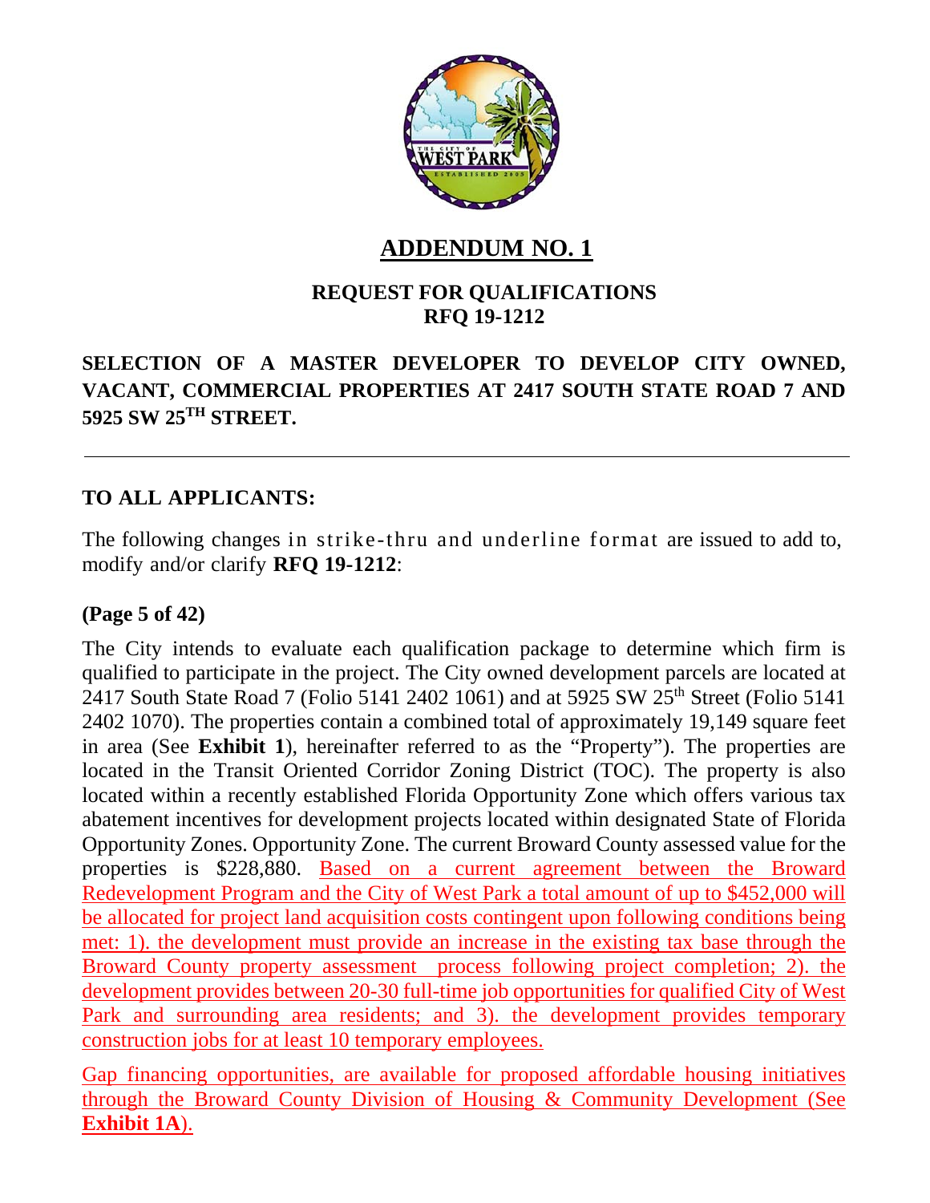# ADDENDUM NO. 1

## REQUEST FOR QUALIFICATIONS
## RFQ 19-1212

**SELECTION OF A MASTER DEVELOPER TO DEVELOP CITY OWNED, VACANT, COMMERCIAL PROPERTIES AT 2417 SOUTH STATE ROAD 7 AND 5925 SW 25TH STREET.**

---

**TO ALL APPLICANTS:**

The following changes in strike-thru and underline format are issued to add to, modify and/or clarify **RFQ 19-1212**:

**(Page 5 of 42)**

The City intends to evaluate each qualification package to determine which firm is qualified to participate in the project. The City owned development parcels are located at 2417 South State Road 7 (Folio 5141 2402 1061) and at 5925 SW 25th Street (Folio 5141 2402 1070). The properties contain a combined total of approximately 19,149 square feet in area (See **Exhibit 1**), hereinafter referred to as the "Property"). The properties are located in the Transit Oriented Corridor Zoning District (TOC). The property is also located within a recently established Florida Opportunity Zone which offers various tax abatement incentives for development projects located within designated State of Florida Opportunity Zones. Opportunity Zone. The current Broward County assessed value for the properties is $228,880. <u>Based on a current agreement between the Broward Redevelopment Program and the City of West Park a total amount of up to $452,000 will be allocated for project land acquisition costs contingent upon following conditions being met: 1). the development must provide an increase in the existing tax base through the Broward County property assessment process following project completion; 2). the development provides between 20-30 full-time job opportunities for qualified City of West Park and surrounding area residents; and 3). the development provides temporary construction jobs for at least 10 temporary employees.</u>

<u>Gap financing opportunities, are available for proposed affordable housing initiatives through the Broward County Division of Housing & Community Development (See **Exhibit 1A**).</u>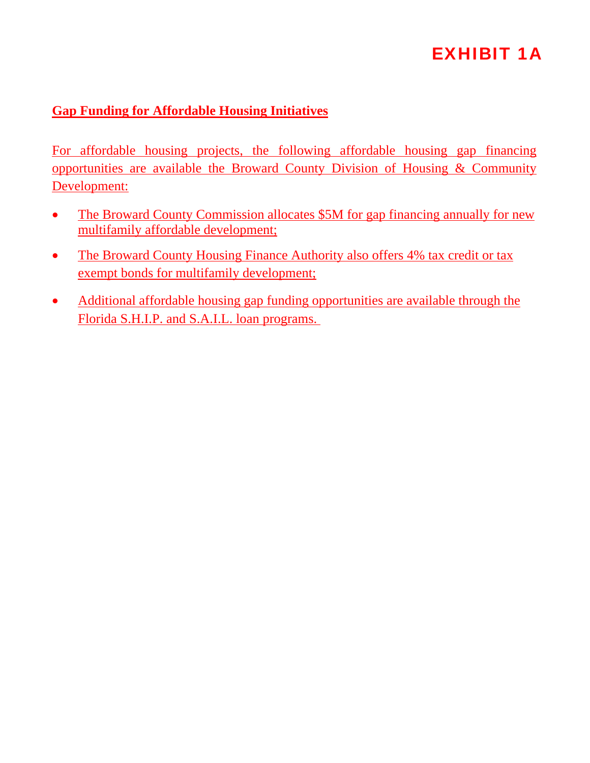# EXHIBIT 1A

**Gap Funding for Affordable Housing Initiatives**

For affordable housing projects, the following affordable housing gap financing opportunities are available the Broward County Division of Housing & Community Development:

- The Broward County Commission allocates $5M for gap financing annually for new multifamily affordable development;
- The Broward County Housing Finance Authority also offers 4% tax credit or tax exempt bonds for multifamily development;
- Additional affordable housing gap funding opportunities are available through the Florida S.H.I.P. and S.A.I.L. loan programs.